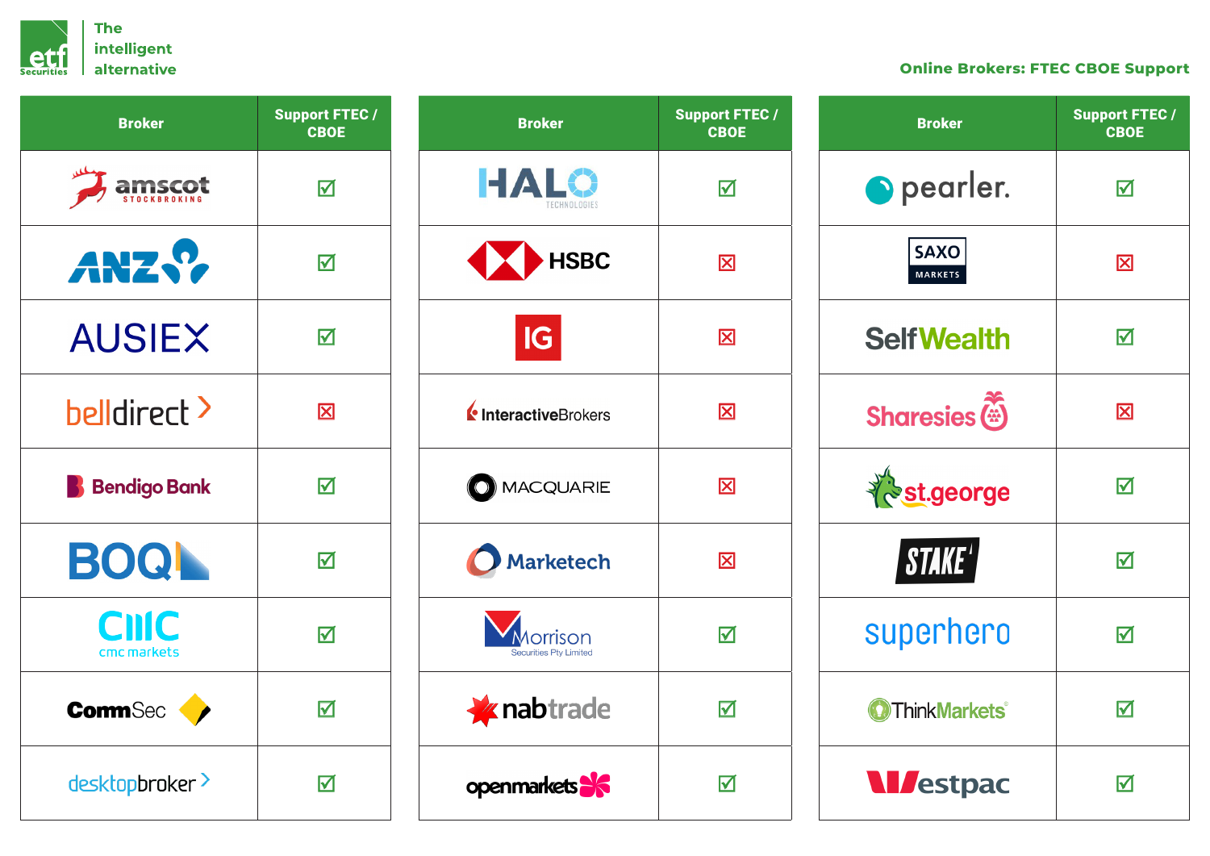etf Securities — The intelligent alternative

## Online Brokers: FTEC CBOE Support

| Broker | Support FTEC / CBOE |
|---|---|
| amscot stockbroking | ☑ |
| ANZ | ☑ |
| AUSIEX | ☑ |
| belldirect | ☒ |
| Bendigo Bank | ☑ |
| BOQ | ☑ |
| cmc markets | ☑ |
| CommSec | ☑ |
| desktopbroker | ☑ |

| Broker | Support FTEC / CBOE |
|---|---|
| HALO Technologies | ☑ |
| HSBC | ☒ |
| IG | ☒ |
| InteractiveBrokers | ☒ |
| MACQUARIE | ☒ |
| Marketech | ☒ |
| Morrison Securities Pty Limited | ☑ |
| nabtrade | ☑ |
| openmarkets | ☑ |

| Broker | Support FTEC / CBOE |
|---|---|
| pearler. | ☑ |
| SAXO Markets | ☒ |
| SelfWealth | ☑ |
| Sharesies | ☒ |
| st.george | ☑ |
| STAKE | ☑ |
| superhero | ☑ |
| ThinkMarkets | ☑ |
| Westpac | ☑ |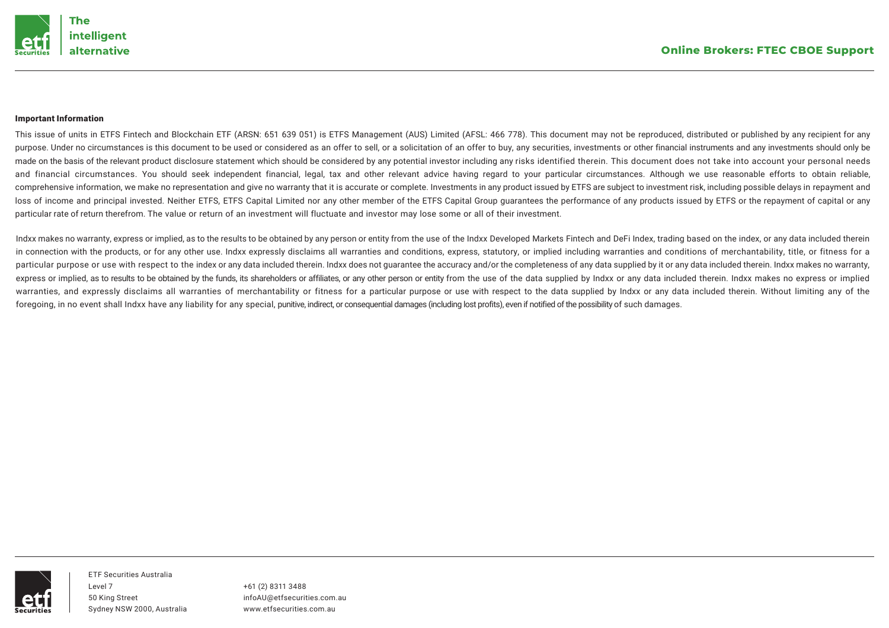## Important Information

This issue of units in ETFS Fintech and Blockchain ETF (ARSN: 651 639 051) is ETFS Management (AUS) Limited (AFSL: 466 778). This document may not be reproduced, distributed or published by any recipient for any purpose. Under no circumstances is this document to be used or considered as an offer to sell, or a solicitation of an offer to buy, any securities, investments or other financial instruments and any investments should only be made on the basis of the relevant product disclosure statement which should be considered by any potential investor including any risks identified therein. This document does not take into account your personal needs and financial circumstances. You should seek independent financial, legal, tax and other relevant advice having regard to your particular circumstances. Although we use reasonable efforts to obtain reliable, comprehensive information, we make no representation and give no warranty that it is accurate or complete. Investments in any product issued by ETFS are subject to investment risk, including possible delays in repayment and loss of income and principal invested. Neither ETFS, ETFS Capital Limited nor any other member of the ETFS Capital Group guarantees the performance of any products issued by ETFS or the repayment of capital or any particular rate of return therefrom. The value or return of an investment will fluctuate and investor may lose some or all of their investment.

Indxx makes no warranty, express or implied, as to the results to be obtained by any person or entity from the use of the Indxx Developed Markets Fintech and DeFi Index, trading based on the index, or any data included therein in connection with the products, or for any other use. Indxx expressly disclaims all warranties and conditions, express, statutory, or implied including warranties and conditions of merchantability, title, or fitness for a particular purpose or use with respect to the index or any data included therein. Indxx does not guarantee the accuracy and/or the completeness of any data supplied by it or any data included therein. Indxx makes no warranty, express or implied, as to results to be obtained by the funds, its shareholders or affiliates, or any other person or entity from the use of the data supplied by Indxx or any data included therein. Indxx makes no express or implied warranties, and expressly disclaims all warranties of merchantability or fitness for a particular purpose or use with respect to the data supplied by Indxx or any data included therein. Without limiting any of the foregoing, in no event shall Indxx have any liability for any special, punitive, indirect, or consequential damages (including lost profits), even if notified of the possibility of such damages.

ETF Securities Australia
Level 7
50 King Street
Sydney NSW 2000, Australia

+61 (2) 8311 3488
infoAU@etfsecurities.com.au
www.etfsecurities.com.au